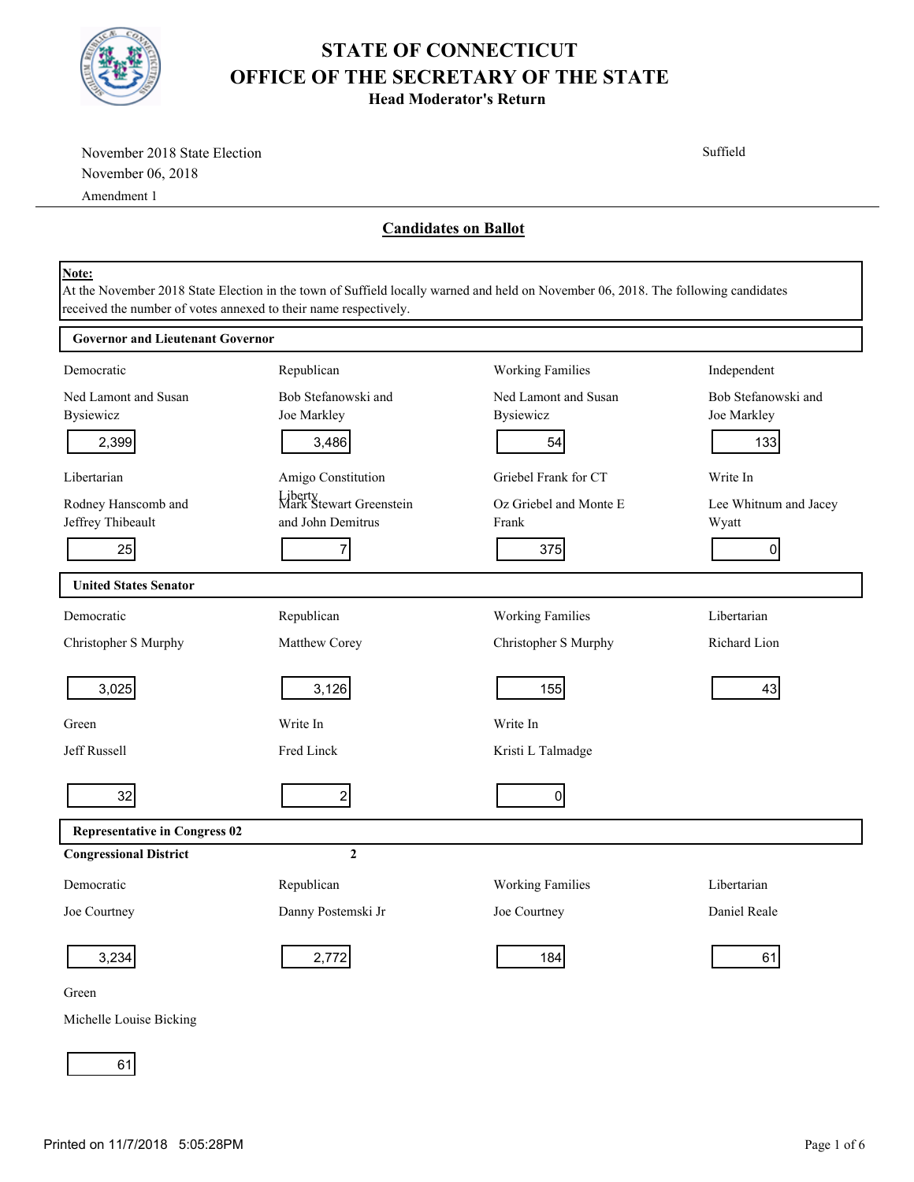# STATE OF CONNECTICUT
# OFFICE OF THE SECRETARY OF THE STATE
### Head Moderator's Return

November 2018 State Election
November 06, 2018
Amendment 1

Suffield

## Candidates on Ballot

**Note:**
At the November 2018 State Election in the town of Suffield locally warned and held on November 06, 2018. The following candidates received the number of votes annexed to their name respectively.

### Governor and Lieutenant Governor

| Party | Candidate | Votes |
|---|---|---|
| Democratic | Ned Lamont and Susan Bysiewicz | 2,399 |
| Republican | Bob Stefanowski and Joe Markley | 3,486 |
| Working Families | Ned Lamont and Susan Bysiewicz | 54 |
| Independent | Bob Stefanowski and Joe Markley | 133 |
| Libertarian | Rodney Hanscomb and Jeffrey Thibeault | 25 |
| Amigo Constitution Liberty | Mark Stewart Greenstein and John Demitrus | 7 |
| Griebel Frank for CT | Oz Griebel and Monte E Frank | 375 |
| Write In | Lee Whitnum and Jacey Wyatt | 0 |

### United States Senator

| Party | Candidate | Votes |
|---|---|---|
| Democratic | Christopher S Murphy | 3,025 |
| Republican | Matthew Corey | 3,126 |
| Working Families | Christopher S Murphy | 155 |
| Libertarian | Richard Lion | 43 |
| Green | Jeff Russell | 32 |
| Write In | Fred Linck | 2 |
| Write In | Kristi L Talmadge | 0 |

### Representative in Congress 02

**Congressional District** **2**

| Party | Candidate | Votes |
|---|---|---|
| Democratic | Joe Courtney | 3,234 |
| Republican | Danny Postemski Jr | 2,772 |
| Working Families | Joe Courtney | 184 |
| Libertarian | Daniel Reale | 61 |
| Green | Michelle Louise Bicking | 61 |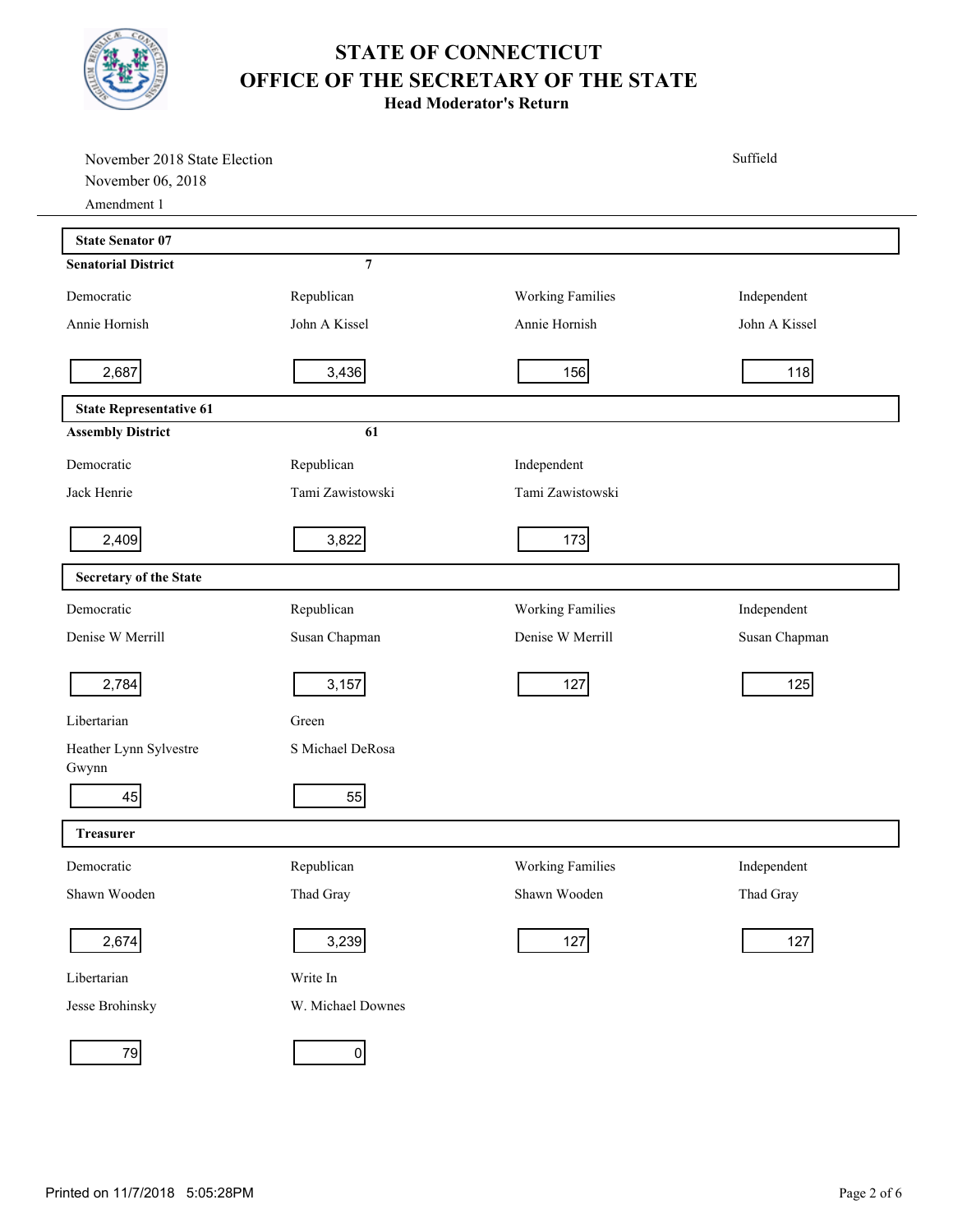# STATE OF CONNECTICUT
# OFFICE OF THE SECRETARY OF THE STATE
## Head Moderator's Return

November 2018 State Election
November 06, 2018
Amendment 1

Suffield

### State Senator 07

**Senatorial District** 7

| Democratic | Republican | Working Families | Independent |
|---|---|---|---|
| Annie Hornish | John A Kissel | Annie Hornish | John A Kissel |
| 2,687 | 3,436 | 156 | 118 |

### State Representative 61

**Assembly District** 61

| Democratic | Republican | Independent |
|---|---|---|
| Jack Henrie | Tami Zawistowski | Tami Zawistowski |
| 2,409 | 3,822 | 173 |

### Secretary of the State

| Democratic | Republican | Working Families | Independent |
|---|---|---|---|
| Denise W Merrill | Susan Chapman | Denise W Merrill | Susan Chapman |
| 2,784 | 3,157 | 127 | 125 |
| Libertarian | Green | | |
| Heather Lynn Sylvestre Gwynn | S Michael DeRosa | | |
| 45 | 55 | | |

### Treasurer

| Democratic | Republican | Working Families | Independent |
|---|---|---|---|
| Shawn Wooden | Thad Gray | Shawn Wooden | Thad Gray |
| 2,674 | 3,239 | 127 | 127 |
| Libertarian | Write In | | |
| Jesse Brohinsky | W. Michael Downes | | |
| 79 | 0 | | |

Printed on 11/7/2018 5:05:28PM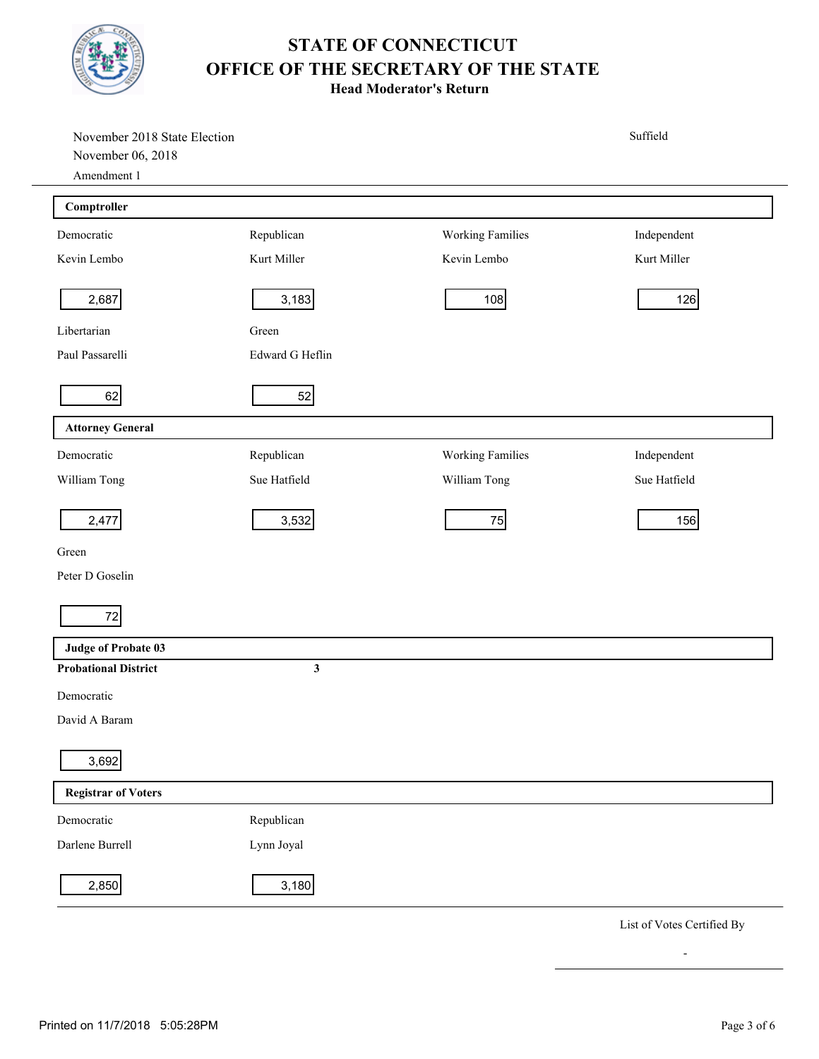# STATE OF CONNECTICUT
# OFFICE OF THE SECRETARY OF THE STATE
### Head Moderator's Return

November 2018 State Election
November 06, 2018
Amendment 1

Suffield

## Comptroller

| Democratic | Republican | Working Families | Independent |
|---|---|---|---|
| Kevin Lembo | Kurt Miller | Kevin Lembo | Kurt Miller |
| 2,687 | 3,183 | 108 | 126 |

| Libertarian | Green |
|---|---|
| Paul Passarelli | Edward G Heflin |
| 62 | 52 |

## Attorney General

| Democratic | Republican | Working Families | Independent |
|---|---|---|---|
| William Tong | Sue Hatfield | William Tong | Sue Hatfield |
| 2,477 | 3,532 | 75 | 156 |

| Green |
|---|
| Peter D Goselin |
| 72 |

## Judge of Probate 03

**Probational District** **3**

| Democratic |
|---|
| David A Baram |
| 3,692 |

## Registrar of Voters

| Democratic | Republican |
|---|---|
| Darlene Burrell | Lynn Joyal |
| 2,850 | 3,180 |

List of Votes Certified By

-

Printed on 11/7/2018 5:05:28PM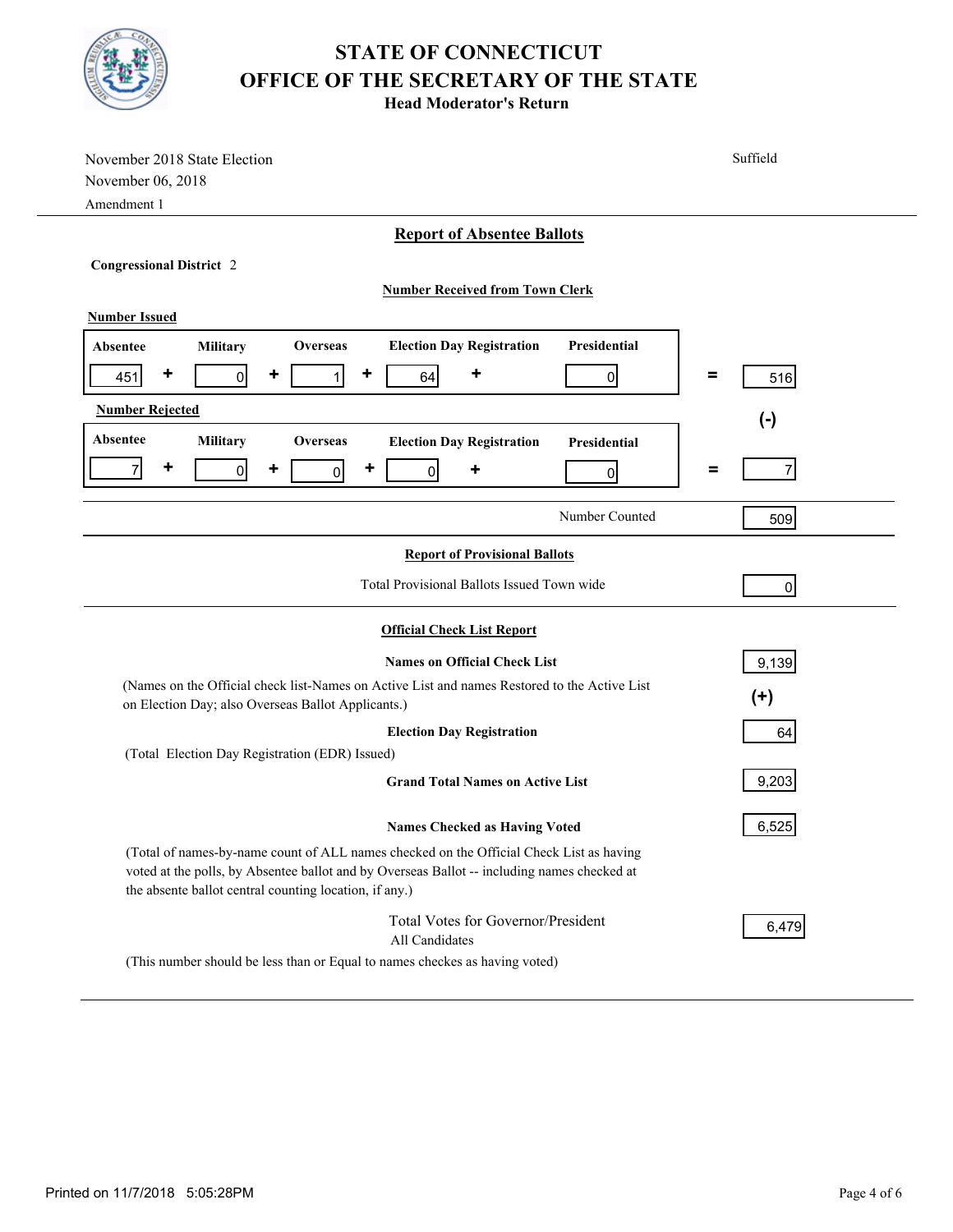# STATE OF CONNECTICUT
# OFFICE OF THE SECRETARY OF THE STATE
### Head Moderator's Return

November 2018 State Election
November 06, 2018
Amendment 1

Suffield

## Report of Absentee Ballots

**Congressional District** 2

**Number Received from Town Clerk**

**Number Issued**

| Absentee | | Military | | Overseas | | Election Day Registration | | Presidential | | |
|---|---|---|---|---|---|---|---|---|---|---|
| 451 | + | 0 | + | 1 | + | 64 | + | 0 | = | 516 |

(-)

**Number Rejected**

| Absentee | | Military | | Overseas | | Election Day Registration | | Presidential | | |
|---|---|---|---|---|---|---|---|---|---|---|
| 7 | + | 0 | + | 0 | + | 0 | + | 0 | = | 7 |

Number Counted: 509

**Report of Provisional Ballots**

Total Provisional Ballots Issued Town wide: 0

**Official Check List Report**

**Names on Official Check List**: 9,139

(Names on the Official check list-Names on Active List and names Restored to the Active List on Election Day; also Overseas Ballot Applicants.)

(+)

**Election Day Registration**: 64

(Total Election Day Registration (EDR) Issued)

**Grand Total Names on Active List**: 9,203

**Names Checked as Having Voted**: 6,525

(Total of names-by-name count of ALL names checked on the Official Check List as having voted at the polls, by Absentee ballot and by Overseas Ballot -- including names checked at the absente ballot central counting location, if any.)

Total Votes for Governor/President
All Candidates: 6,479

(This number should be less than or Equal to names checkes as having voted)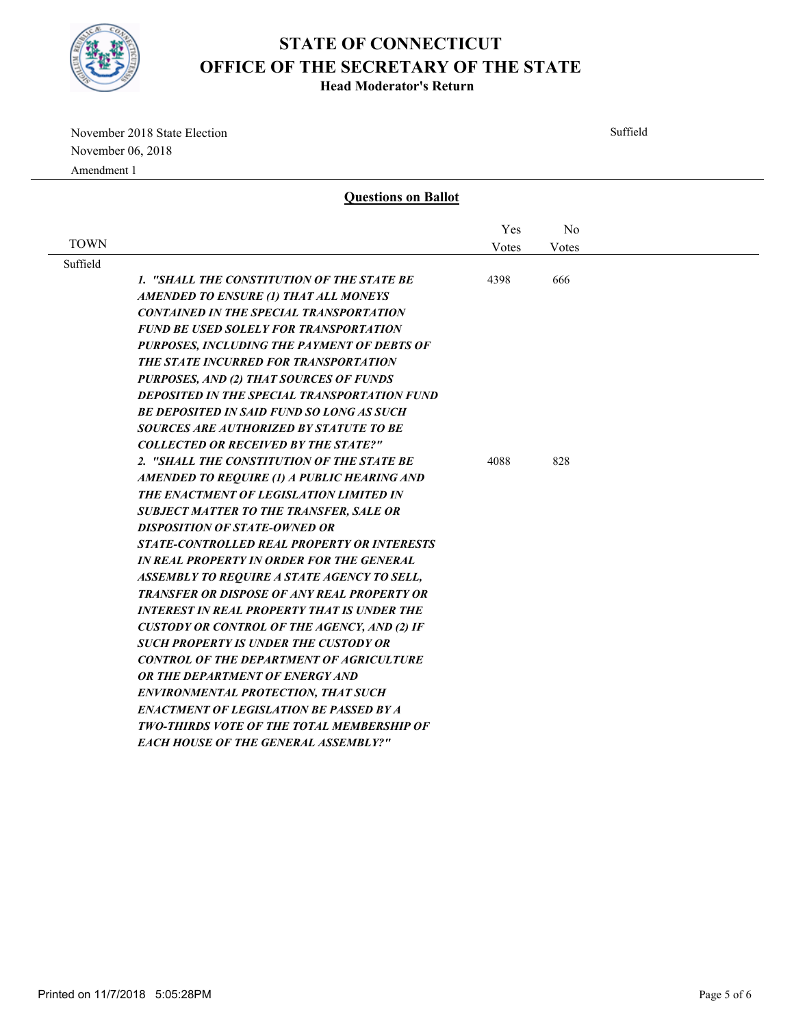# STATE OF CONNECTICUT
# OFFICE OF THE SECRETARY OF THE STATE
**Head Moderator's Return**

November 2018 State Election
November 06, 2018
Amendment 1

Suffield

## Questions on Ballot

| TOWN | | Yes Votes | No Votes |
|---|---|---|---|
| Suffield | | | |
| | *1. "SHALL THE CONSTITUTION OF THE STATE BE AMENDED TO ENSURE (1) THAT ALL MONEYS CONTAINED IN THE SPECIAL TRANSPORTATION FUND BE USED SOLELY FOR TRANSPORTATION PURPOSES, INCLUDING THE PAYMENT OF DEBTS OF THE STATE INCURRED FOR TRANSPORTATION PURPOSES, AND (2) THAT SOURCES OF FUNDS DEPOSITED IN THE SPECIAL TRANSPORTATION FUND BE DEPOSITED IN SAID FUND SO LONG AS SUCH SOURCES ARE AUTHORIZED BY STATUTE TO BE COLLECTED OR RECEIVED BY THE STATE?"* | 4398 | 666 |
| | *2. "SHALL THE CONSTITUTION OF THE STATE BE AMENDED TO REQUIRE (1) A PUBLIC HEARING AND THE ENACTMENT OF LEGISLATION LIMITED IN SUBJECT MATTER TO THE TRANSFER, SALE OR DISPOSITION OF STATE-OWNED OR STATE-CONTROLLED REAL PROPERTY OR INTERESTS IN REAL PROPERTY IN ORDER FOR THE GENERAL ASSEMBLY TO REQUIRE A STATE AGENCY TO SELL, TRANSFER OR DISPOSE OF ANY REAL PROPERTY OR INTEREST IN REAL PROPERTY THAT IS UNDER THE CUSTODY OR CONTROL OF THE AGENCY, AND (2) IF SUCH PROPERTY IS UNDER THE CUSTODY OR CONTROL OF THE DEPARTMENT OF AGRICULTURE OR THE DEPARTMENT OF ENERGY AND ENVIRONMENTAL PROTECTION, THAT SUCH ENACTMENT OF LEGISLATION BE PASSED BY A TWO-THIRDS VOTE OF THE TOTAL MEMBERSHIP OF EACH HOUSE OF THE GENERAL ASSEMBLY?"* | 4088 | 828 |

Printed on 11/7/2018 5:05:28PM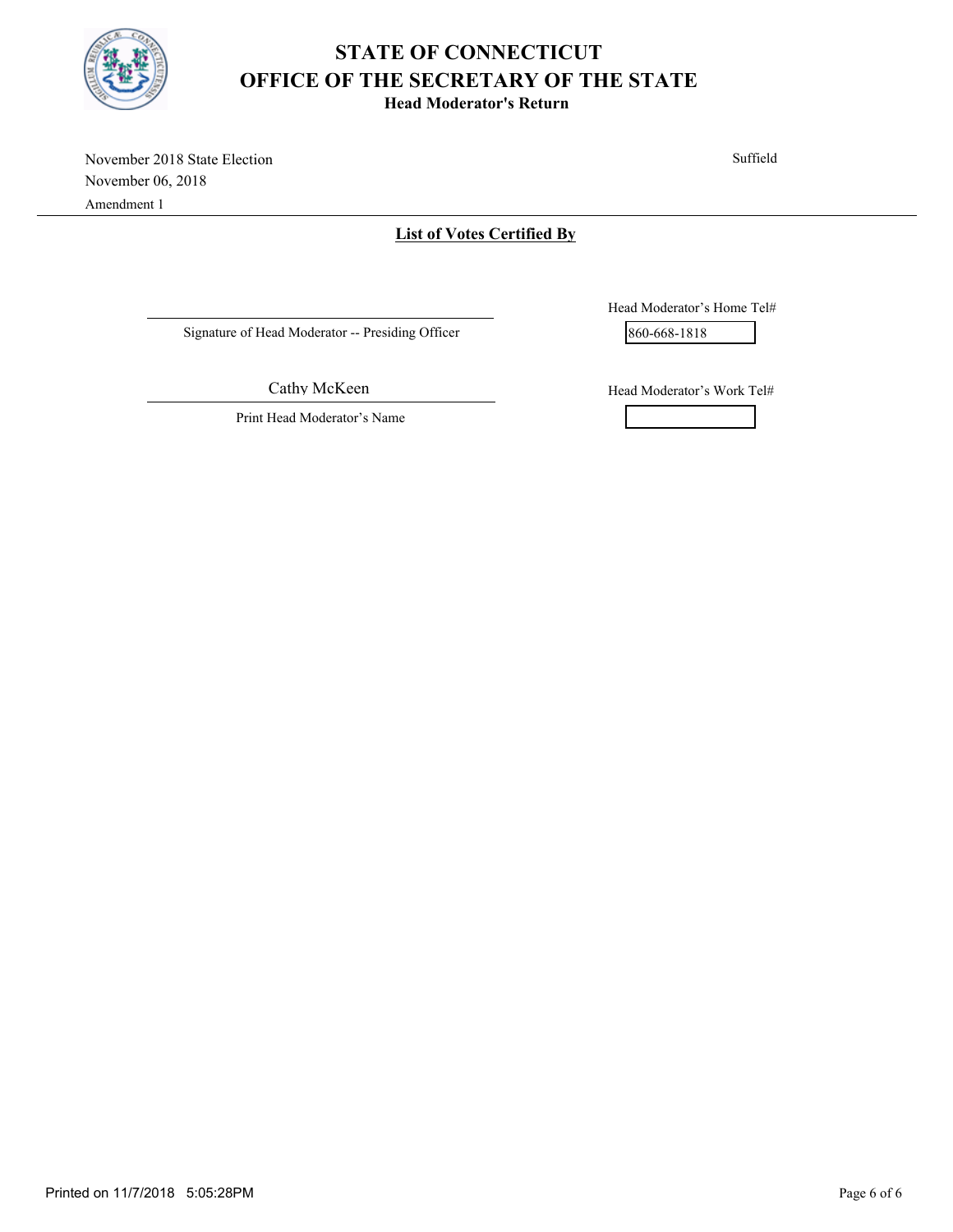# STATE OF CONNECTICUT
# OFFICE OF THE SECRETARY OF THE STATE
**Head Moderator's Return**

November 2018 State Election
November 06, 2018
Amendment 1

Suffield

---

**List of Votes Certified By**

Signature of Head Moderator -- Presiding Officer

Head Moderator's Home Tel#
860-668-1818

Cathy McKeen
Print Head Moderator's Name

Head Moderator's Work Tel#

Printed on 11/7/2018 5:05:28PM